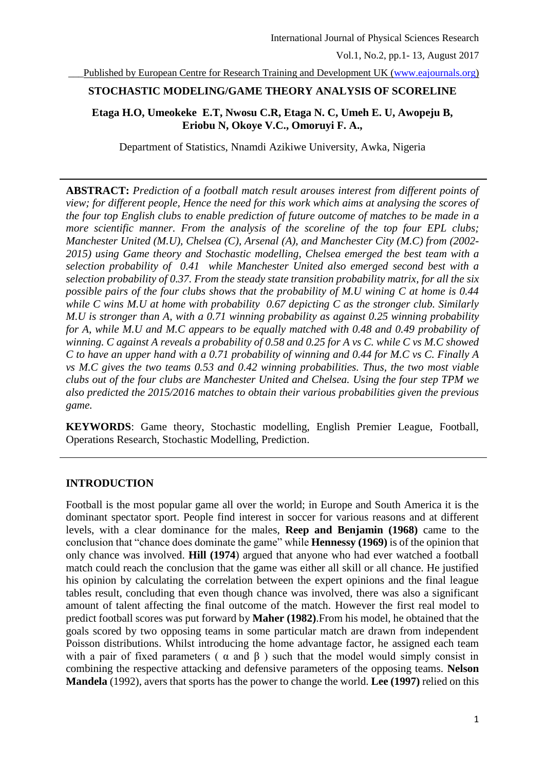# STOCHASTIC MODELING/GAME THEORY ANALYSIS OF SCORELINE

**Etaga H.O, Umeokeke E.T, Nwosu C.R, Etaga N. C, Umeh E. U, Awopeju B, Eriobu N, Okoye V.C., Omoruyi F. A.,**

Department of Statistics, Nnamdi Azikiwe University, Awka, Nigeria

---

**ABSTRACT:** *Prediction of a football match result arouses interest from different points of view; for different people, Hence the need for this work which aims at analysing the scores of the four top English clubs to enable prediction of future outcome of matches to be made in a more scientific manner. From the analysis of the scoreline of the top four EPL clubs; Manchester United (M.U), Chelsea (C), Arsenal (A), and Manchester City (M.C) from (2002-2015) using Game theory and Stochastic modelling, Chelsea emerged the best team with a selection probability of 0.41 while Manchester United also emerged second best with a selection probability of 0.37. From the steady state transition probability matrix, for all the six possible pairs of the four clubs shows that the probability of M.U wining C at home is 0.44 while C wins M.U at home with probability 0.67 depicting C as the stronger club. Similarly M.U is stronger than A, with a 0.71 winning probability as against 0.25 winning probability for A, while M.U and M.C appears to be equally matched with 0.48 and 0.49 probability of winning. C against A reveals a probability of 0.58 and 0.25 for A vs C. while C vs M.C showed C to have an upper hand with a 0.71 probability of winning and 0.44 for M.C vs C. Finally A vs M.C gives the two teams 0.53 and 0.42 winning probabilities. Thus, the two most viable clubs out of the four clubs are Manchester United and Chelsea. Using the four step TPM we also predicted the 2015/2016 matches to obtain their various probabilities given the previous game.*

**KEYWORDS**: Game theory, Stochastic modelling, English Premier League, Football, Operations Research, Stochastic Modelling, Prediction.

---

## INTRODUCTION

Football is the most popular game all over the world; in Europe and South America it is the dominant spectator sport. People find interest in soccer for various reasons and at different levels, with a clear dominance for the males, **Reep and Benjamin (1968)** came to the conclusion that "chance does dominate the game" while **Hennessy (1969)** is of the opinion that only chance was involved. **Hill (1974**) argued that anyone who had ever watched a football match could reach the conclusion that the game was either all skill or all chance. He justified his opinion by calculating the correlation between the expert opinions and the final league tables result, concluding that even though chance was involved, there was also a significant amount of talent affecting the final outcome of the match. However the first real model to predict football scores was put forward by **Maher (1982)**.From his model, he obtained that the goals scored by two opposing teams in some particular match are drawn from independent Poisson distributions. Whilst introducing the home advantage factor, he assigned each team with a pair of fixed parameters ( $\alpha$ and $\beta$ ) such that the model would simply consist in combining the respective attacking and defensive parameters of the opposing teams. **Nelson Mandela** (1992), avers that sports has the power to change the world. **Lee (1997)** relied on this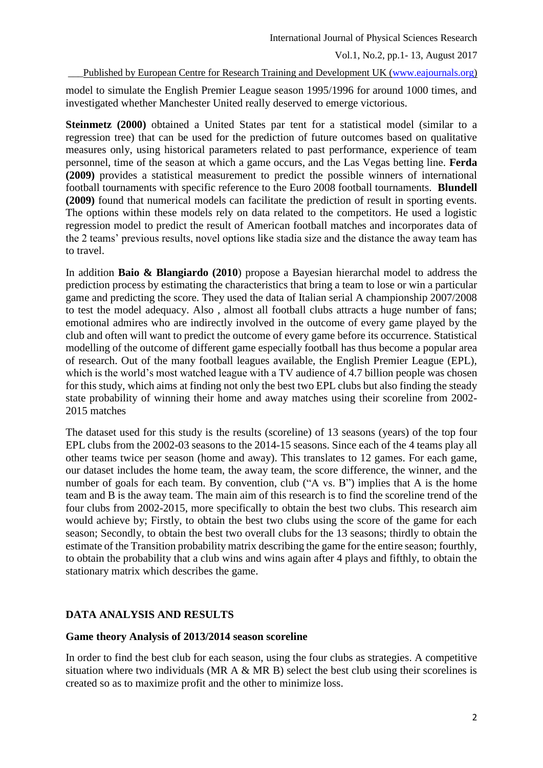model to simulate the English Premier League season 1995/1996 for around 1000 times, and investigated whether Manchester United really deserved to emerge victorious.

**Steinmetz (2000)** obtained a United States par tent for a statistical model (similar to a regression tree) that can be used for the prediction of future outcomes based on qualitative measures only, using historical parameters related to past performance, experience of team personnel, time of the season at which a game occurs, and the Las Vegas betting line. **Ferda (2009)** provides a statistical measurement to predict the possible winners of international football tournaments with specific reference to the Euro 2008 football tournaments. **Blundell (2009)** found that numerical models can facilitate the prediction of result in sporting events. The options within these models rely on data related to the competitors. He used a logistic regression model to predict the result of American football matches and incorporates data of the 2 teams' previous results, novel options like stadia size and the distance the away team has to travel.

In addition **Baio & Blangiardo (2010**) propose a Bayesian hierarchal model to address the prediction process by estimating the characteristics that bring a team to lose or win a particular game and predicting the score. They used the data of Italian serial A championship 2007/2008 to test the model adequacy. Also , almost all football clubs attracts a huge number of fans; emotional admires who are indirectly involved in the outcome of every game played by the club and often will want to predict the outcome of every game before its occurrence. Statistical modelling of the outcome of different game especially football has thus become a popular area of research. Out of the many football leagues available, the English Premier League (EPL), which is the world's most watched league with a TV audience of 4.7 billion people was chosen for this study, which aims at finding not only the best two EPL clubs but also finding the steady state probability of winning their home and away matches using their scoreline from 2002-2015 matches

The dataset used for this study is the results (scoreline) of 13 seasons (years) of the top four EPL clubs from the 2002-03 seasons to the 2014-15 seasons. Since each of the 4 teams play all other teams twice per season (home and away). This translates to 12 games. For each game, our dataset includes the home team, the away team, the score difference, the winner, and the number of goals for each team. By convention, club ("A vs. B") implies that A is the home team and B is the away team. The main aim of this research is to find the scoreline trend of the four clubs from 2002-2015, more specifically to obtain the best two clubs. This research aim would achieve by; Firstly, to obtain the best two clubs using the score of the game for each season; Secondly, to obtain the best two overall clubs for the 13 seasons; thirdly to obtain the estimate of the Transition probability matrix describing the game for the entire season; fourthly, to obtain the probability that a club wins and wins again after 4 plays and fifthly, to obtain the stationary matrix which describes the game.

## DATA ANALYSIS AND RESULTS

### Game theory Analysis of 2013/2014 season scoreline

In order to find the best club for each season, using the four clubs as strategies. A competitive situation where two individuals (MR A & MR B) select the best club using their scorelines is created so as to maximize profit and the other to minimize loss.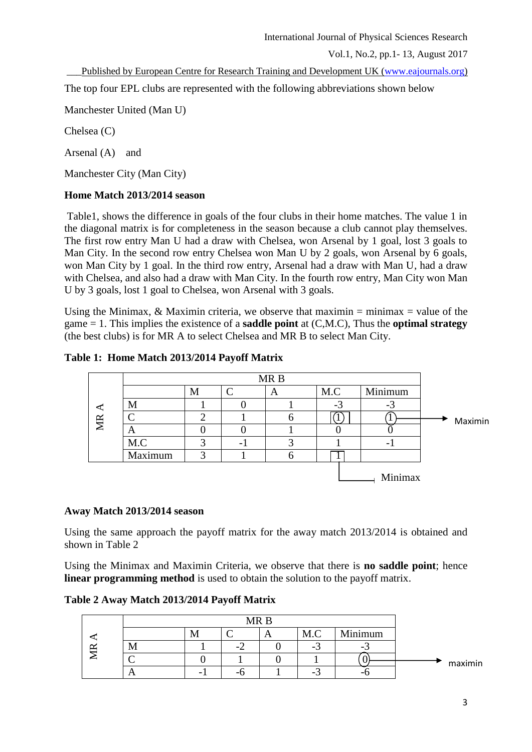The top four EPL clubs are represented with the following abbreviations shown below

Manchester United (Man U)

Chelsea (C)

Arsenal (A) and

Manchester City (Man City)

**Home Match 2013/2014 season**

Table1, shows the difference in goals of the four clubs in their home matches. The value 1 in the diagonal matrix is for completeness in the season because a club cannot play themselves. The first row entry Man U had a draw with Chelsea, won Arsenal by 1 goal, lost 3 goals to Man City. In the second row entry Chelsea won Man U by 2 goals, won Arsenal by 6 goals, won Man City by 1 goal. In the third row entry, Arsenal had a draw with Man U, had a draw with Chelsea, and also had a draw with Man City. In the fourth row entry, Man City won Man U by 3 goals, lost 1 goal to Chelsea, won Arsenal with 3 goals.

Using the Minimax, & Maximin criteria, we observe that maximin = minimax = value of the game = 1. This implies the existence of a **saddle point** at (C,M.C), Thus the **optimal strategy** (the best clubs) is for MR A to select Chelsea and MR B to select Man City.

**Table 1: Home Match 2013/2014 Payoff Matrix**

| | MR B | | | | | |
|---|---|---|---|---|---|---|
| MR A | | M | C | A | M.C | Minimum |
| | M | 1 | 0 | 1 | -3 | -3 |
| | C | 2 | 1 | 6 | 1 | 1 (Maximin) |
| | A | 0 | 0 | 1 | 0 | 0 |
| | M.C | 3 | -1 | 3 | 1 | -1 |
| | Maximum | 3 | 1 | 6 | 1 (Minimax) | |

**Away Match 2013/2014 season**

Using the same approach the payoff matrix for the away match 2013/2014 is obtained and shown in Table 2

Using the Minimax and Maximin Criteria, we observe that there is **no saddle point**; hence **linear programming method** is used to obtain the solution to the payoff matrix.

**Table 2 Away Match 2013/2014 Payoff Matrix**

| | MR B | | | | | |
|---|---|---|---|---|---|---|
| MR A | | M | C | A | M.C | Minimum |
| | M | 1 | -2 | 0 | -3 | -3 |
| | C | 0 | 1 | 0 | 1 | 0 (maximin) |
| | A | -1 | -6 | 1 | -3 | -6 |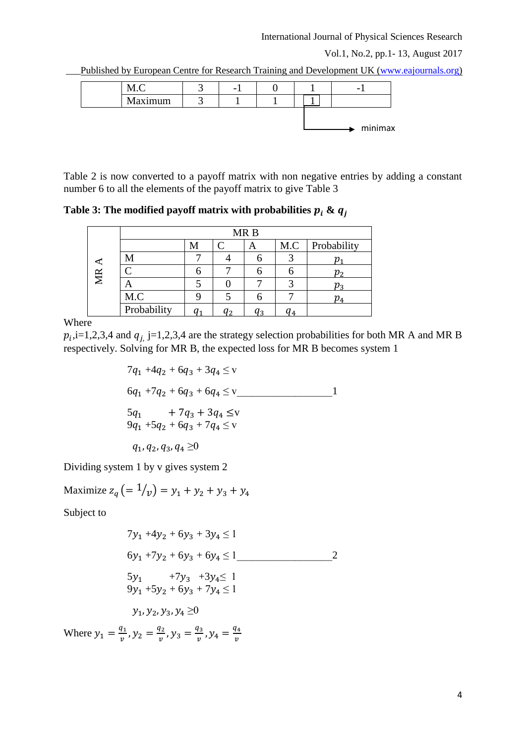| | M.C | 3 | -1 | 0 | 1 | -1 |
|---|---|---|---|---|---|---|
| | Maximum | 3 | 1 | 1 | 1 | |

minimax

Table 2 is now converted to a payoff matrix with non negative entries by adding a constant number 6 to all the elements of the payoff matrix to give Table 3

**Table 3: The modified payoff matrix with probabilities $p_i$ & $q_j$**

| | | MR B | | | | |
|---|---|---|---|---|---|---|
| | | M | C | A | M.C | Probability |
| MR A | M | 7 | 4 | 6 | 3 | $p_1$ |
| | C | 6 | 7 | 6 | 6 | $p_2$ |
| | A | 5 | 0 | 7 | 3 | $p_3$ |
| | M.C | 9 | 5 | 6 | 7 | $p_4$ |
| | Probability | $q_1$ | $q_2$ | $q_3$ | $q_4$ | |

Where

$p_i$,i=1,2,3,4 and $q_j$, j=1,2,3,4 are the strategy selection probabilities for both MR A and MR B respectively. Solving for MR B, the expected loss for MR B becomes system 1

$$
\begin{aligned}
7q_1 + 4q_2 + 6q_3 + 3q_4 &\leq v \\
6q_1 + 7q_2 + 6q_3 + 6q_4 &\leq v \qquad \text{\_\_\_\_\_\_\_\_\_\_\_\_\_\_\_\_\_\_1} \\
5q_1 \qquad + 7q_3 + 3q_4 &\leq v \\
9q_1 + 5q_2 + 6q_3 + 7q_4 &\leq v \\
q_1, q_2, q_3, q_4 &\geq 0
\end{aligned}
$$

Dividing system 1 by v gives system 2

Maximize $z_q \left(= 1/_v\right) = y_1 + y_2 + y_3 + y_4$

Subject to

$$
\begin{aligned}
7y_1 + 4y_2 + 6y_3 + 3y_4 &\leq 1 \\
6y_1 + 7y_2 + 6y_3 + 6y_4 &\leq 1 \qquad \text{\_\_\_\_\_\_\_\_\_\_\_\_\_\_\_\_\_\_2} \\
5y_1 \qquad + 7y_3 + 3y_4 &\leq 1 \\
9y_1 + 5y_2 + 6y_3 + 7y_4 &\leq 1 \\
y_1, y_2, y_3, y_4 &\geq 0
\end{aligned}
$$

Where $y_1 = \frac{q_1}{v}, y_2 = \frac{q_2}{v}, y_3 = \frac{q_3}{v}, y_4 = \frac{q_4}{v}$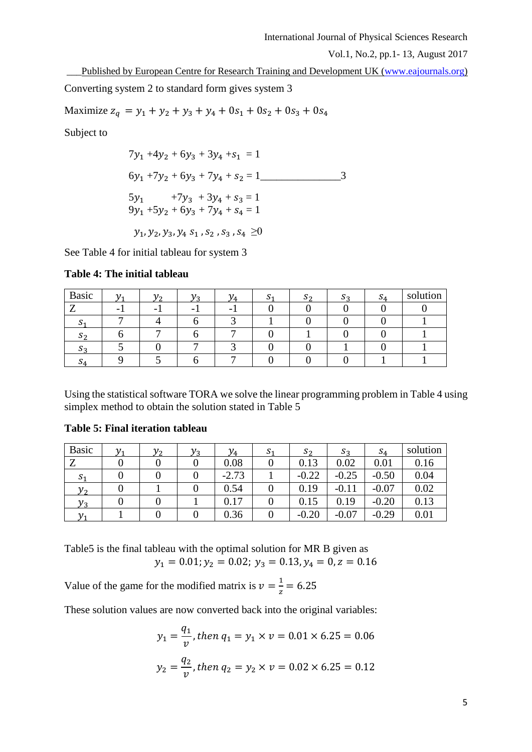Converting system 2 to standard form gives system 3

Maximize $z_q = y_1 + y_2 + y_3 + y_4 + 0s_1 + 0s_2 + 0s_3 + 0s_4$

Subject to

$$7y_1 + 4y_2 + 6y_3 + 3y_4 + s_1 = 1$$

$$6y_1 + 7y_2 + 6y_3 + 7y_4 + s_2 = 1 \_\_\_\_\_\_\_\_\_\_\_\_\_\_\_ 3$$

$$5y_1 \quad + 7y_3 + 3y_4 + s_3 = 1$$

$$9y_1 + 5y_2 + 6y_3 + 7y_4 + s_4 = 1$$

$$y_1, y_2, y_3, y_4 \; s_1, s_2, s_3, s_4 \geq 0$$

See Table 4 for initial tableau for system 3

**Table 4: The initial tableau**

| Basic | $y_1$ | $y_2$ | $y_3$ | $y_4$ | $s_1$ | $s_2$ | $s_3$ | $s_4$ | solution |
|---|---|---|---|---|---|---|---|---|---|
| Z | -1 | -1 | -1 | -1 | 0 | 0 | 0 | 0 | 0 |
| $s_1$ | 7 | 4 | 6 | 3 | 1 | 0 | 0 | 0 | 1 |
| $s_2$ | 6 | 7 | 6 | 7 | 0 | 1 | 0 | 0 | 1 |
| $s_3$ | 5 | 0 | 7 | 3 | 0 | 0 | 1 | 0 | 1 |
| $s_4$ | 9 | 5 | 6 | 7 | 0 | 0 | 0 | 1 | 1 |

Using the statistical software TORA we solve the linear programming problem in Table 4 using simplex method to obtain the solution stated in Table 5

**Table 5: Final iteration tableau**

| Basic | $y_1$ | $y_2$ | $y_3$ | $y_4$ | $s_1$ | $s_2$ | $s_3$ | $s_4$ | solution |
|---|---|---|---|---|---|---|---|---|---|
| Z | 0 | 0 | 0 | 0.08 | 0 | 0.13 | 0.02 | 0.01 | 0.16 |
| $s_1$ | 0 | 0 | 0 | -2.73 | 1 | -0.22 | -0.25 | -0.50 | 0.04 |
| $y_2$ | 0 | 1 | 0 | 0.54 | 0 | 0.19 | -0.11 | -0.07 | 0.02 |
| $y_3$ | 0 | 0 | 1 | 0.17 | 0 | 0.15 | 0.19 | -0.20 | 0.13 |
| $y_1$ | 1 | 0 | 0 | 0.36 | 0 | -0.20 | -0.07 | -0.29 | 0.01 |

Table5 is the final tableau with the optimal solution for MR B given as

$$y_1 = 0.01; y_2 = 0.02; \; y_3 = 0.13, y_4 = 0, z = 0.16$$

Value of the game for the modified matrix is $v = \frac{1}{z} = 6.25$

These solution values are now converted back into the original variables:

$$y_1 = \frac{q_1}{v}, then \; q_1 = y_1 \times v = 0.01 \times 6.25 = 0.06$$

$$y_2 = \frac{q_2}{v}, then \; q_2 = y_2 \times v = 0.02 \times 6.25 = 0.12$$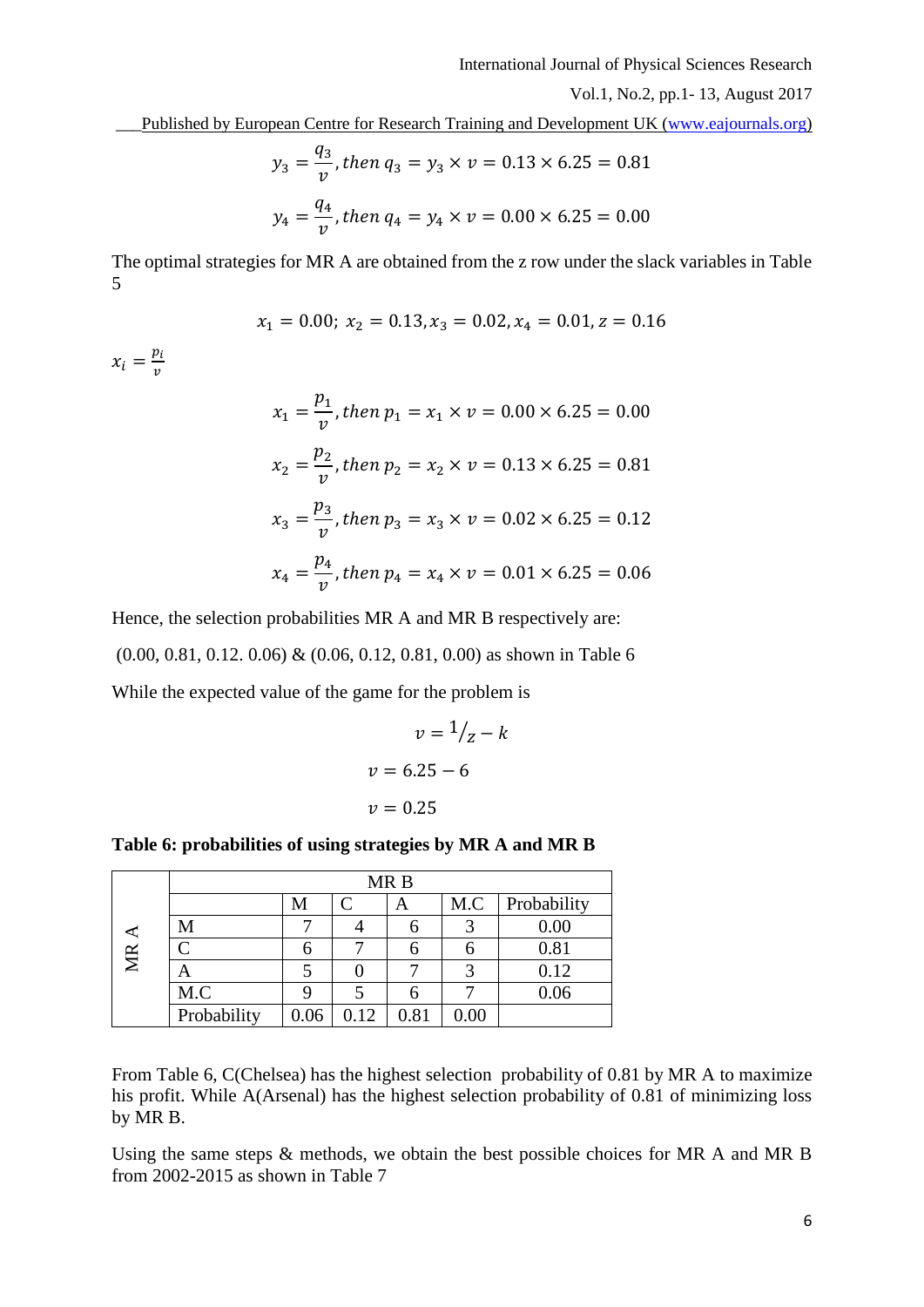$$y_3 = \frac{q_3}{v}, then\ q_3 = y_3 \times v = 0.13 \times 6.25 = 0.81$$

$$y_4 = \frac{q_4}{v}, then\ q_4 = y_4 \times v = 0.00 \times 6.25 = 0.00$$

The optimal strategies for MR A are obtained from the z row under the slack variables in Table 5

$$x_1 = 0.00;\ x_2 = 0.13, x_3 = 0.02, x_4 = 0.01, z = 0.16$$

$x_i = \frac{p_i}{v}$

$$x_1 = \frac{p_1}{v}, then\ p_1 = x_1 \times v = 0.00 \times 6.25 = 0.00$$

$$x_2 = \frac{p_2}{v}, then\ p_2 = x_2 \times v = 0.13 \times 6.25 = 0.81$$

$$x_3 = \frac{p_3}{v}, then\ p_3 = x_3 \times v = 0.02 \times 6.25 = 0.12$$

$$x_4 = \frac{p_4}{v}, then\ p_4 = x_4 \times v = 0.01 \times 6.25 = 0.06$$

Hence, the selection probabilities MR A and MR B respectively are:

(0.00, 0.81, 0.12. 0.06) & (0.06, 0.12, 0.81, 0.00) as shown in Table 6

While the expected value of the game for the problem is

$$v = {}^{1}/_{z} - k$$

$$v = 6.25 - 6$$

$$v = 0.25$$

**Table 6: probabilities of using strategies by MR A and MR B**

| | | MR B | | | | |
|---|---|---|---|---|---|---|
| | | M | C | A | M.C | Probability |
| MR A | M | 7 | 4 | 6 | 3 | 0.00 |
| | C | 6 | 7 | 6 | 6 | 0.81 |
| | A | 5 | 0 | 7 | 3 | 0.12 |
| | M.C | 9 | 5 | 6 | 7 | 0.06 |
| | Probability | 0.06 | 0.12 | 0.81 | 0.00 | |

From Table 6, C(Chelsea) has the highest selection probability of 0.81 by MR A to maximize his profit. While A(Arsenal) has the highest selection probability of 0.81 of minimizing loss by MR B.

Using the same steps & methods, we obtain the best possible choices for MR A and MR B from 2002-2015 as shown in Table 7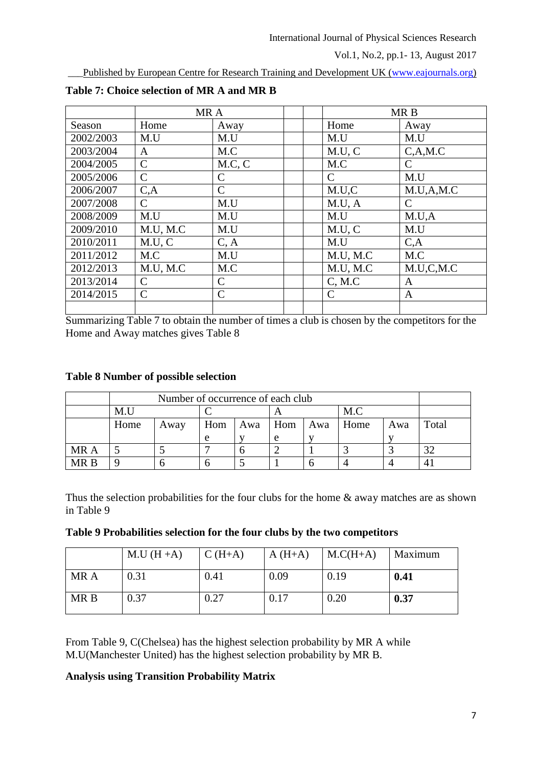**Table 7: Choice selection of MR A and MR B**

| | MR A | | | | MR B | |
|---|---|---|---|---|---|---|
| Season | Home | Away | | | Home | Away |
| 2002/2003 | M.U | M.U | | | M.U | M.U |
| 2003/2004 | A | M.C | | | M.U, C | C,A,M.C |
| 2004/2005 | C | M.C, C | | | M.C | C |
| 2005/2006 | C | C | | | C | M.U |
| 2006/2007 | C,A | C | | | M.U,C | M.U,A,M.C |
| 2007/2008 | C | M.U | | | M.U, A | C |
| 2008/2009 | M.U | M.U | | | M.U | M.U,A |
| 2009/2010 | M.U, M.C | M.U | | | M.U, C | M.U |
| 2010/2011 | M.U, C | C, A | | | M.U | C,A |
| 2011/2012 | M.C | M.U | | | M.U, M.C | M.C |
| 2012/2013 | M.U, M.C | M.C | | | M.U, M.C | M.U,C,M.C |
| 2013/2014 | C | C | | | C, M.C | A |
| 2014/2015 | C | C | | | C | A |
| | | | | | | |

Summarizing Table 7 to obtain the number of times a club is chosen by the competitors for the Home and Away matches gives Table 8

**Table 8 Number of possible selection**

| | Number of occurrence of each club | | | | | | | | |
|---|---|---|---|---|---|---|---|---|---|
| | M.U | | C | | A | | M.C | | |
| | Home | Away | Home | Away | Home | Away | Home | Away | Total |
| MR A | 5 | 5 | 7 | 6 | 2 | 1 | 3 | 3 | 32 |
| MR B | 9 | 6 | 6 | 5 | 1 | 6 | 4 | 4 | 41 |

Thus the selection probabilities for the four clubs for the home & away matches are as shown in Table 9

**Table 9 Probabilities selection for the four clubs by the two competitors**

| | M.U (H +A) | C (H+A) | A (H+A) | M.C(H+A) | Maximum |
|---|---|---|---|---|---|
| MR A | 0.31 | 0.41 | 0.09 | 0.19 | **0.41** |
| MR B | 0.37 | 0.27 | 0.17 | 0.20 | **0.37** |

From Table 9, C(Chelsea) has the highest selection probability by MR A while M.U(Manchester United) has the highest selection probability by MR B.

**Analysis using Transition Probability Matrix**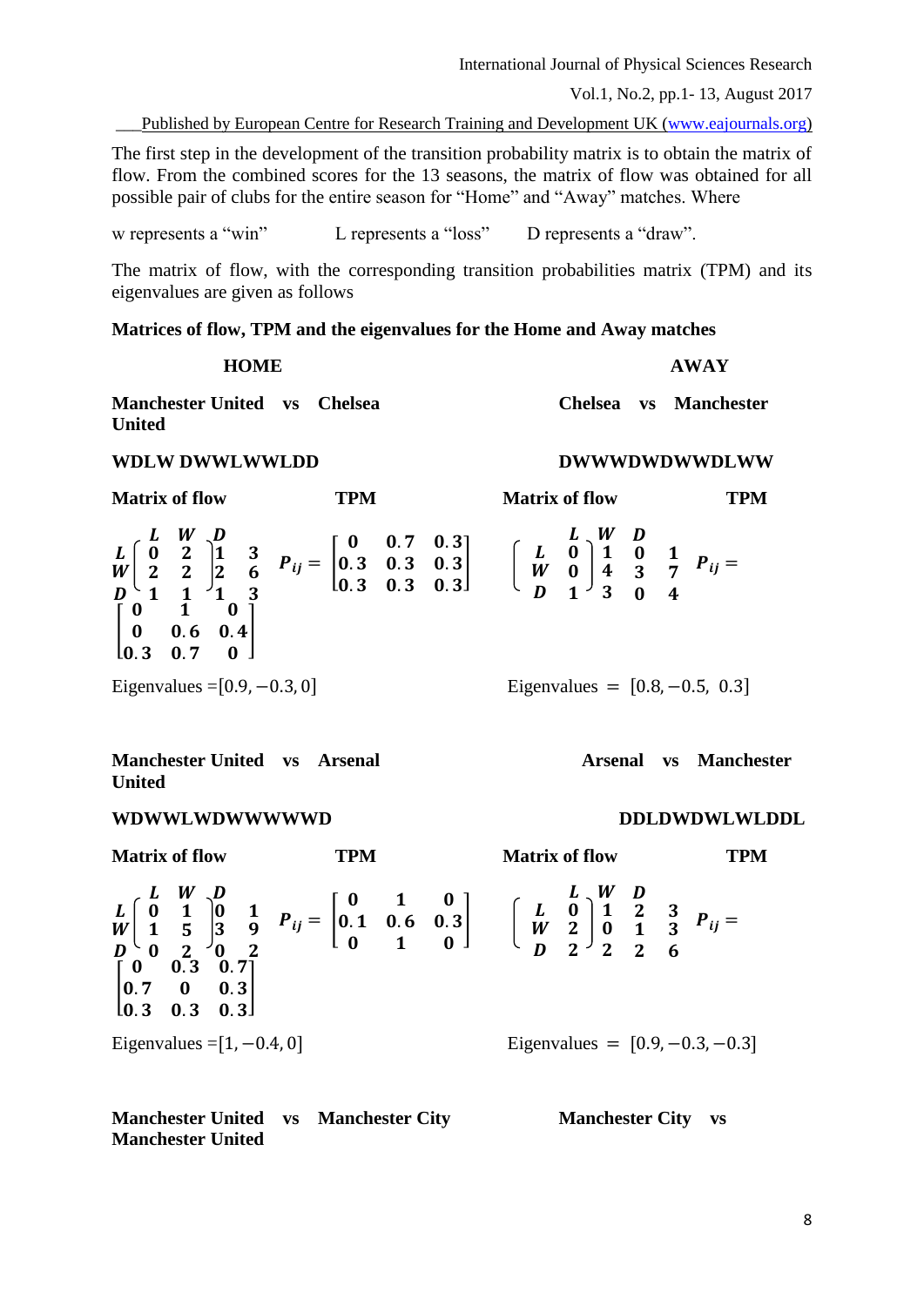The first step in the development of the transition probability matrix is to obtain the matrix of flow. From the combined scores for the 13 seasons, the matrix of flow was obtained for all possible pair of clubs for the entire season for "Home" and "Away" matches. Where

w represents a "win"   L represents a "loss"   D represents a "draw".

The matrix of flow, with the corresponding transition probabilities matrix (TPM) and its eigenvalues are given as follows

**Matrices of flow, TPM and the eigenvalues for the Home and Away matches**

**HOME**

**Manchester United vs Chelsea United**

**WDLW DWWLWWLDD**

**Matrix of flow** **TPM**

$$\begin{matrix} & L & W & D & \\ L & 0 & 2 & 1 & 3 \\ W & 2 & 2 & 2 & 6 \\ D & 1 & 1 & 1 & 3 \end{matrix} \quad P_{ij} = \begin{bmatrix} 0 & 0.7 & 0.3 \\ 0.3 & 0.3 & 0.3 \\ 0.3 & 0.3 & 0.3 \end{bmatrix}$$

Eigenvalues $=[0.9, -0.3, 0]$

**AWAY**

**Chelsea vs Manchester**

**DWWWDWDWWDLWW**

**Matrix of flow** **TPM**

$$\begin{matrix} & L & W & D & \\ L & 0 & 1 & 0 & 1 \\ W & 0 & 4 & 3 & 7 \\ D & 1 & 3 & 0 & 4 \end{matrix} \quad P_{ij} = \begin{bmatrix} 0 & 1 & 0 \\ 0 & 0.6 & 0.4 \\ 0.3 & 0.7 & 0 \end{bmatrix}$$

Eigenvalues $= [0.8, -0.5, 0.3]$

**HOME**

**Manchester United vs Arsenal United**

**WDWWLWDWWWWWD**

**Matrix of flow** **TPM**

$$\begin{matrix} & L & W & D & \\ L & 0 & 1 & 0 & 1 \\ W & 1 & 5 & 3 & 9 \\ D & 0 & 2 & 0 & 2 \end{matrix} \quad P_{ij} = \begin{bmatrix} 0 & 1 & 0 \\ 0.1 & 0.6 & 0.3 \\ 0 & 1 & 0 \end{bmatrix}$$

Eigenvalues $=[1, -0.4, 0]$

**AWAY**

**Arsenal vs Manchester United**

**DDLDWDWLWLDDL**

**Matrix of flow** **TPM**

$$\begin{matrix} & L & W & D & \\ L & 0 & 1 & 2 & 3 \\ W & 2 & 0 & 1 & 3 \\ D & 2 & 2 & 2 & 6 \end{matrix} \quad P_{ij} = \begin{bmatrix} 0 & 0.3 & 0.7 \\ 0.7 & 0 & 0.3 \\ 0.3 & 0.3 & 0.3 \end{bmatrix}$$

Eigenvalues $= [0.9, -0.3, -0.3]$

**Manchester United vs Manchester City**

**Manchester City vs Manchester United**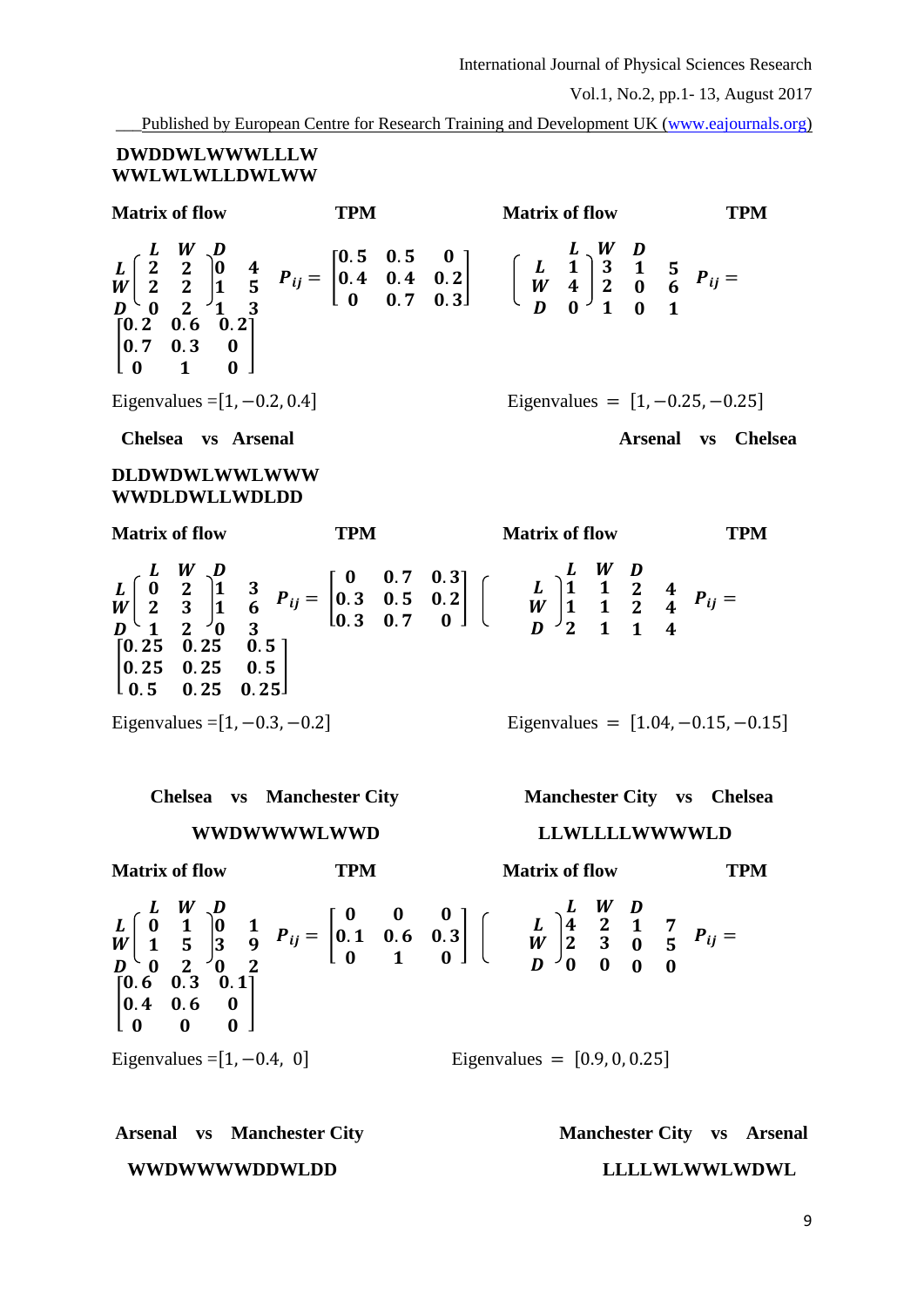**DWDDWLWWWLLLW**
**WWLWLWLLDWLWW**

**Matrix of flow** **TPM**

$$\begin{matrix} & L & W & D & \\ L & 2 & 2 & 0 & 4 \\ W & 2 & 2 & 1 & 5 \\ D & 0 & 2 & 1 & 3 \end{matrix} \quad P_{ij} = \begin{bmatrix} 0.5 & 0.5 & 0 \\ 0.4 & 0.4 & 0.2 \\ 0 & 0.7 & 0.3 \end{bmatrix}$$

Eigenvalues $=[1, -0.2, 0.4]$

**Matrix of flow** **TPM**

$$\begin{matrix} & L & W & D & \\ L & 1 & 3 & 1 & 5 \\ W & 4 & 2 & 0 & 6 \\ D & 0 & 1 & 0 & 1 \end{matrix} \quad P_{ij} = \begin{bmatrix} 0.2 & 0.6 & 0.2 \\ 0.7 & 0.3 & 0 \\ 0 & 1 & 0 \end{bmatrix}$$

Eigenvalues $= [1, -0.25, -0.25]$

**Chelsea vs Arsenal** **Arsenal vs Chelsea**

**DLDWDWLWWLWWW**
**WWDLDWLLWDLDD**

**Matrix of flow** **TPM**

$$\begin{matrix} & L & W & D & \\ L & 0 & 2 & 1 & 3 \\ W & 2 & 3 & 1 & 6 \\ D & 1 & 2 & 0 & 3 \end{matrix} \quad P_{ij} = \begin{bmatrix} 0 & 0.7 & 0.3 \\ 0.3 & 0.5 & 0.2 \\ 0.3 & 0.7 & 0 \end{bmatrix}$$

Eigenvalues $=[1, -0.3, -0.2]$

**Matrix of flow** **TPM**

$$\begin{matrix} & L & W & D & \\ L & 1 & 1 & 2 & 4 \\ W & 1 & 1 & 2 & 4 \\ D & 2 & 1 & 1 & 4 \end{matrix} \quad P_{ij} = \begin{bmatrix} 0.25 & 0.25 & 0.5 \\ 0.25 & 0.25 & 0.5 \\ 0.5 & 0.25 & 0.25 \end{bmatrix}$$

Eigenvalues $= [1.04, -0.15, -0.15]$

**Chelsea vs Manchester City** **Manchester City vs Chelsea**

**WWDWWWWLWWD** **LLWLLLLWWWWLD**

**Matrix of flow** **TPM**

$$\begin{matrix} & L & W & D & \\ L & 0 & 1 & 0 & 1 \\ W & 1 & 5 & 3 & 9 \\ D & 0 & 2 & 0 & 2 \end{matrix} \quad P_{ij} = \begin{bmatrix} 0 & 0 & 0 \\ 0.1 & 0.6 & 0.3 \\ 0 & 1 & 0 \end{bmatrix}$$

Eigenvalues $=[1, -0.4, \ 0]$

**Matrix of flow** **TPM**

$$\begin{matrix} & L & W & D & \\ L & 4 & 2 & 1 & 7 \\ W & 2 & 3 & 0 & 5 \\ D & 0 & 0 & 0 & 0 \end{matrix} \quad P_{ij} = \begin{bmatrix} 0.6 & 0.3 & 0.1 \\ 0.4 & 0.6 & 0 \\ 0 & 0 & 0 \end{bmatrix}$$

Eigenvalues $= [0.9, 0, 0.25]$

**Arsenal vs Manchester City** **Manchester City vs Arsenal**

**WWDWWWWDDWLDD** **LLLLWLWWLWDWL**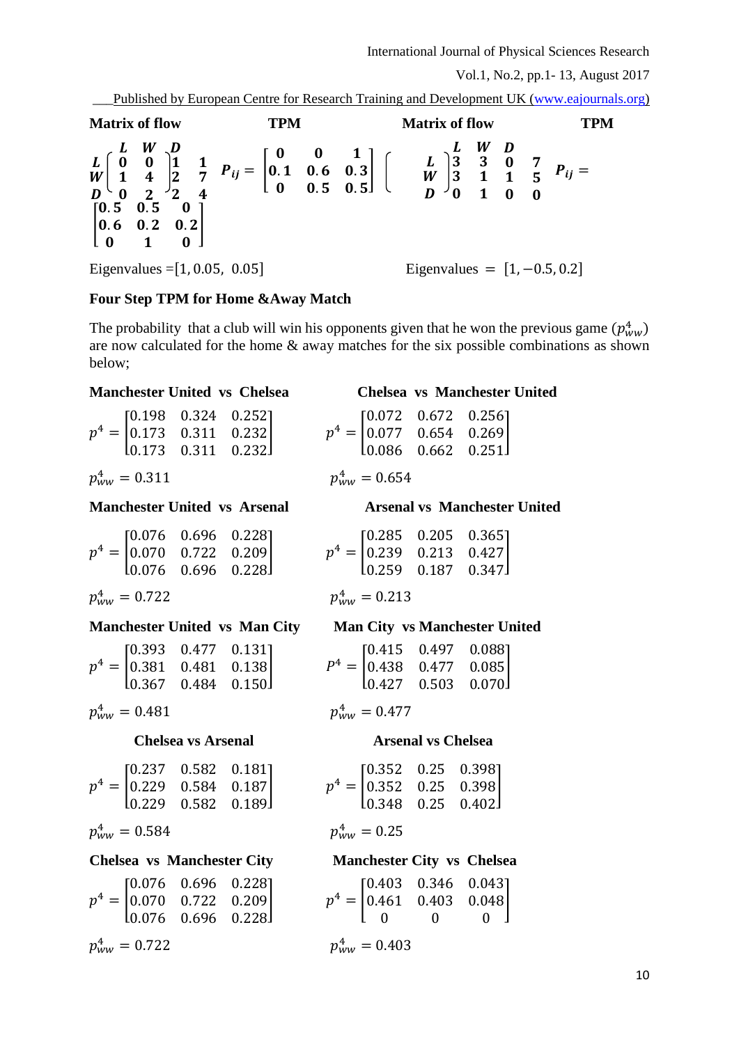**Matrix of flow** **TPM** **Matrix of flow** **TPM**

$$\begin{array}{c} \\ L \\ W \\ D \end{array}\begin{pmatrix} L & W & D \\ 0 & 0 & 1 \\ 1 & 4 & 2 \\ 0 & 2 & 2 \end{pmatrix} \begin{array}{c} \\ 1 \\ 7 \\ 4 \end{array} \quad P_{ij} = \begin{bmatrix} 0 & 0 & 1 \\ 0.1 & 0.6 & 0.3 \\ 0 & 0.5 & 0.5 \end{bmatrix}$$

Eigenvalues $=[1, 0.05, 0.05]$

$$\begin{array}{c} \\ L \\ W \\ D \end{array}\begin{pmatrix} L & W & D \\ 3 & 3 & 0 \\ 3 & 1 & 1 \\ 0 & 1 & 0 \end{pmatrix} \begin{array}{c} \\ 7 \\ 5 \\ 0 \end{array} \quad P_{ij} = \begin{bmatrix} 0.5 & 0.5 & 0 \\ 0.6 & 0.2 & 0.2 \\ 0 & 1 & 0 \end{bmatrix}$$

Eigenvalues $= [1, -0.5, 0.2]$

**Four Step TPM for Home &Away Match**

The probability that a club will win his opponents given that he won the previous game ($p_{ww}^4$) are now calculated for the home & away matches for the six possible combinations as shown below;

**Manchester United vs Chelsea**

$$p^4 = \begin{bmatrix} 0.198 & 0.324 & 0.252 \\ 0.173 & 0.311 & 0.232 \\ 0.173 & 0.311 & 0.232 \end{bmatrix}$$

$p_{ww}^4 = 0.311$

**Chelsea vs Manchester United**

$$p^4 = \begin{bmatrix} 0.072 & 0.672 & 0.256 \\ 0.077 & 0.654 & 0.269 \\ 0.086 & 0.662 & 0.251 \end{bmatrix}$$

$p_{ww}^4 = 0.654$

**Manchester United vs Arsenal**

$$p^4 = \begin{bmatrix} 0.076 & 0.696 & 0.228 \\ 0.070 & 0.722 & 0.209 \\ 0.076 & 0.696 & 0.228 \end{bmatrix}$$

$p_{ww}^4 = 0.722$

**Arsenal vs Manchester United**

$$p^4 = \begin{bmatrix} 0.285 & 0.205 & 0.365 \\ 0.239 & 0.213 & 0.427 \\ 0.259 & 0.187 & 0.347 \end{bmatrix}$$

$p_{ww}^4 = 0.213$

**Manchester United vs Man City**

$$p^4 = \begin{bmatrix} 0.393 & 0.477 & 0.131 \\ 0.381 & 0.481 & 0.138 \\ 0.367 & 0.484 & 0.150 \end{bmatrix}$$

$p_{ww}^4 = 0.481$

**Man City vs Manchester United**

$$P^4 = \begin{bmatrix} 0.415 & 0.497 & 0.088 \\ 0.438 & 0.477 & 0.085 \\ 0.427 & 0.503 & 0.070 \end{bmatrix}$$

$p_{ww}^4 = 0.477$

**Chelsea vs Arsenal**

$$p^4 = \begin{bmatrix} 0.237 & 0.582 & 0.181 \\ 0.229 & 0.584 & 0.187 \\ 0.229 & 0.582 & 0.189 \end{bmatrix}$$

$p_{ww}^4 = 0.584$

**Arsenal vs Chelsea**

$$p^4 = \begin{bmatrix} 0.352 & 0.25 & 0.398 \\ 0.352 & 0.25 & 0.398 \\ 0.348 & 0.25 & 0.402 \end{bmatrix}$$

$p_{ww}^4 = 0.25$

**Chelsea vs Manchester City**

$$p^4 = \begin{bmatrix} 0.076 & 0.696 & 0.228 \\ 0.070 & 0.722 & 0.209 \\ 0.076 & 0.696 & 0.228 \end{bmatrix}$$

$p_{ww}^4 = 0.722$

**Manchester City vs Chelsea**

$$p^4 = \begin{bmatrix} 0.403 & 0.346 & 0.043 \\ 0.461 & 0.403 & 0.048 \\ 0 & 0 & 0 \end{bmatrix}$$

$p_{ww}^4 = 0.403$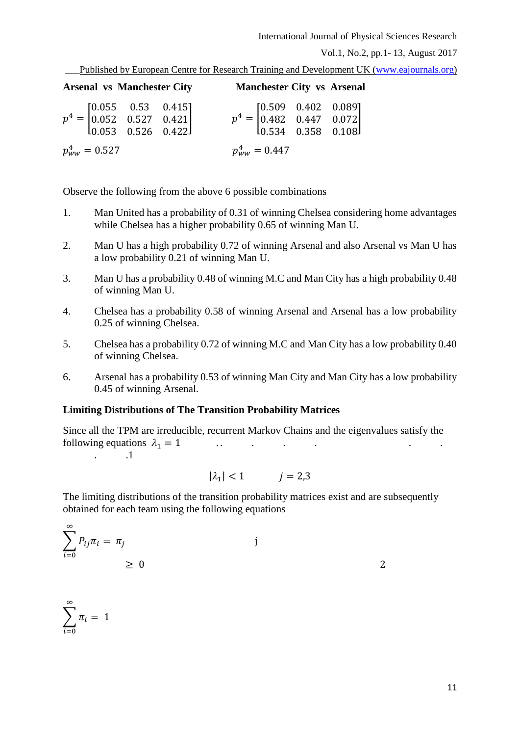**Arsenal vs Manchester City**

$$p^4 = \begin{bmatrix} 0.055 & 0.53 & 0.415 \\ 0.052 & 0.527 & 0.421 \\ 0.053 & 0.526 & 0.422 \end{bmatrix}$$

$p_{ww}^4 = 0.527$

**Manchester City vs Arsenal**

$$p^4 = \begin{bmatrix} 0.509 & 0.402 & 0.089 \\ 0.482 & 0.447 & 0.072 \\ 0.534 & 0.358 & 0.108 \end{bmatrix}$$

$p_{ww}^4 = 0.447$

Observe the following from the above 6 possible combinations

1. Man United has a probability of 0.31 of winning Chelsea considering home advantages while Chelsea has a higher probability 0.65 of winning Man U.
2. Man U has a high probability 0.72 of winning Arsenal and also Arsenal vs Man U has a low probability 0.21 of winning Man U.
3. Man U has a probability 0.48 of winning M.C and Man City has a high probability 0.48 of winning Man U.
4. Chelsea has a probability 0.58 of winning Arsenal and Arsenal has a low probability 0.25 of winning Chelsea.
5. Chelsea has a probability 0.72 of winning M.C and Man City has a low probability 0.40 of winning Chelsea.
6. Arsenal has a probability 0.53 of winning Man City and Man City has a low probability 0.45 of winning Arsenal.

**Limiting Distributions of The Transition Probability Matrices**

Since all the TPM are irreducible, recurrent Markov Chains and the eigenvalues satisfy the following equations $\lambda_1 = 1$ .. . . . . . . .1

$$|\lambda_1| < 1 \qquad j = 2,3$$

The limiting distributions of the transition probability matrices exist and are subsequently obtained for each team using the following equations

$$\sum_{i=0}^{\infty} P_{ij}\pi_i = \pi_j \qquad \text{j}$$

$$\geq 0 \qquad 2$$

$$\sum_{i=0}^{\infty} \pi_i = 1$$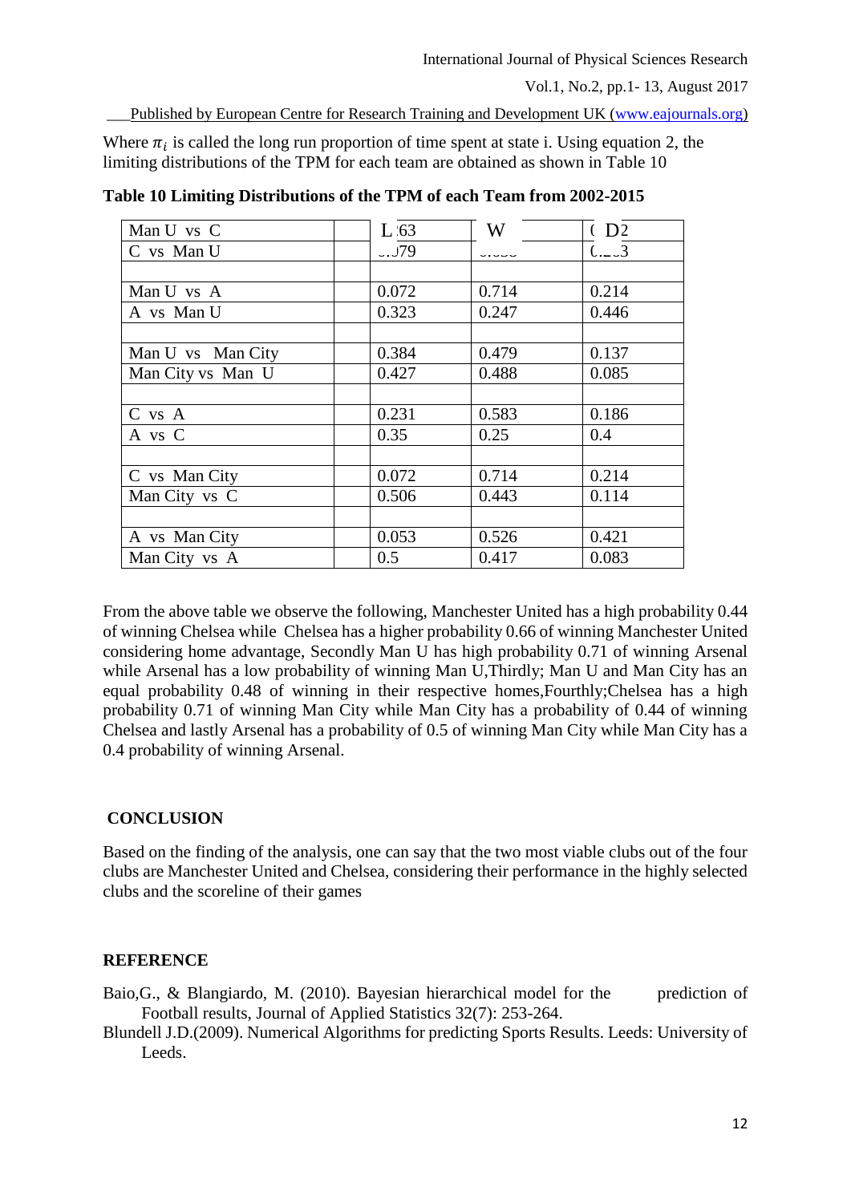Where $\pi_i$ is called the long run proportion of time spent at state i. Using equation 2, the limiting distributions of the TPM for each team are obtained as shown in Table 10

**Table 10 Limiting Distributions of the TPM of each Team from 2002-2015**

| | | L :63 | W | ( D2 |
|---|---|---|---|---|
| Man U vs C | | | | |
| C vs Man U | | ..J79 | ....... | (..._.3 |
| | | | | |
| Man U vs A | | 0.072 | 0.714 | 0.214 |
| A vs Man U | | 0.323 | 0.247 | 0.446 |
| | | | | |
| Man U vs Man City | | 0.384 | 0.479 | 0.137 |
| Man City vs Man U | | 0.427 | 0.488 | 0.085 |
| | | | | |
| C vs A | | 0.231 | 0.583 | 0.186 |
| A vs C | | 0.35 | 0.25 | 0.4 |
| | | | | |
| C vs Man City | | 0.072 | 0.714 | 0.214 |
| Man City vs C | | 0.506 | 0.443 | 0.114 |
| | | | | |
| A vs Man City | | 0.053 | 0.526 | 0.421 |
| Man City vs A | | 0.5 | 0.417 | 0.083 |

From the above table we observe the following, Manchester United has a high probability 0.44 of winning Chelsea while Chelsea has a higher probability 0.66 of winning Manchester United considering home advantage, Secondly Man U has high probability 0.71 of winning Arsenal while Arsenal has a low probability of winning Man U,Thirdly; Man U and Man City has an equal probability 0.48 of winning in their respective homes,Fourthly;Chelsea has a high probability 0.71 of winning Man City while Man City has a probability of 0.44 of winning Chelsea and lastly Arsenal has a probability of 0.5 of winning Man City while Man City has a 0.4 probability of winning Arsenal.

## CONCLUSION

Based on the finding of the analysis, one can say that the two most viable clubs out of the four clubs are Manchester United and Chelsea, considering their performance in the highly selected clubs and the scoreline of their games

## REFERENCE

Baio,G., & Blangiardo, M. (2010). Bayesian hierarchical model for the prediction of Football results, Journal of Applied Statistics 32(7): 253-264.

Blundell J.D.(2009). Numerical Algorithms for predicting Sports Results. Leeds: University of Leeds.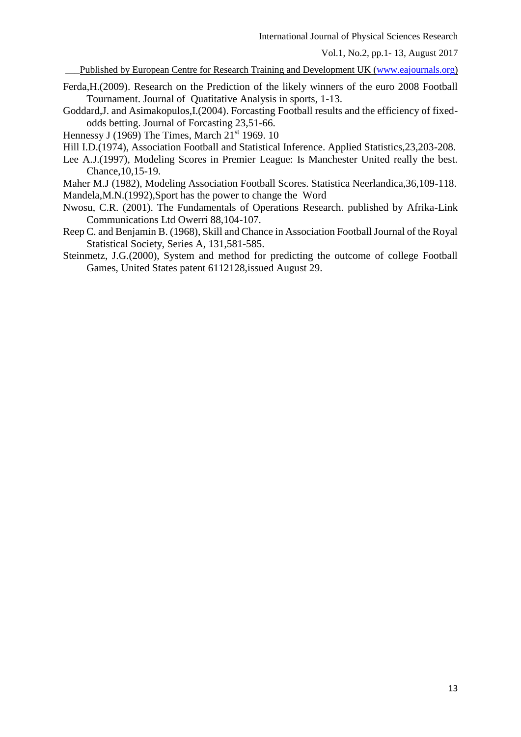Ferda,H.(2009). Research on the Prediction of the likely winners of the euro 2008 Football Tournament. Journal of Quatitative Analysis in sports, 1-13.

Goddard,J. and Asimakopulos,I.(2004). Forcasting Football results and the efficiency of fixed-odds betting. Journal of Forcasting 23,51-66.

Hennessy J (1969) The Times, March 21st 1969. 10

Hill I.D.(1974), Association Football and Statistical Inference. Applied Statistics,23,203-208.

Lee A.J.(1997), Modeling Scores in Premier League: Is Manchester United really the best. Chance,10,15-19.

Maher M.J (1982), Modeling Association Football Scores. Statistica Neerlandica,36,109-118.

Mandela,M.N.(1992),Sport has the power to change the Word

Nwosu, C.R. (2001). The Fundamentals of Operations Research. published by Afrika-Link Communications Ltd Owerri 88,104-107.

Reep C. and Benjamin B. (1968), Skill and Chance in Association Football Journal of the Royal Statistical Society, Series A, 131,581-585.

Steinmetz, J.G.(2000), System and method for predicting the outcome of college Football Games, United States patent 6112128,issued August 29.